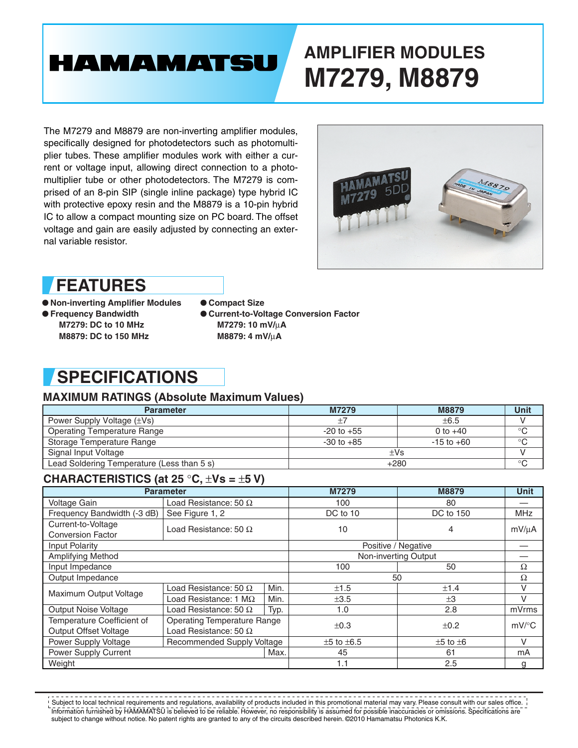# HAMAMATSU

# AMPLIFIER MODULES M7279, M8879

The M7279 and M8879 are non-inverting amplifier modules, specifically designed for photodetectors such as photomultiplier tubes. These amplifier modules work with either a current or voltage input, allowing direct connection to a photomultiplier tube or other photodetectors. The M7279 is comprised of an 8-pin SIP (single inline package) type hybrid IC with protective epoxy resin and the M8879 is a 10-pin hybrid IC to allow a compact mounting size on PC board. The offset voltage and gain are easily adjusted by connecting an external variable resistor.

## FEATURES

- **Non-inverting Amplifier Modules**
- **Frequency Bandwidth**
  **M7279: DC to 10 MHz**
  **M8879: DC to 150 MHz**
- **Compact Size**
- **Current-to-Voltage Conversion Factor**
  **M7279: 10 mV/µA**
  **M8879: 4 mV/µA**

## SPECIFICATIONS

### MAXIMUM RATINGS (Absolute Maximum Values)

| Parameter | M7279 | M8879 | Unit |
|---|---|---|---|
| Power Supply Voltage (±Vs) | ±7 | ±6.5 | V |
| Operating Temperature Range | -20 to +55 | 0 to +40 | °C |
| Storage Temperature Range | -30 to +85 | -15 to +60 | °C |
| Signal Input Voltage | ±Vs | | V |
| Lead Soldering Temperature (Less than 5 s) | +280 | | °C |

### CHARACTERISTICS (at 25 °C, ±Vs = ±5 V)

| Parameter | | | M7279 | M8879 | Unit |
|---|---|---|---|---|---|
| Voltage Gain | Load Resistance: 50 Ω | | 100 | 80 | — |
| Frequency Bandwidth (-3 dB) | See Figure 1, 2 | | DC to 10 | DC to 150 | MHz |
| Current-to-Voltage Conversion Factor | Load Resistance: 50 Ω | | 10 | 4 | mV/µA |
| Input Polarity | | | Positive / Negative | | — |
| Amplifying Method | | | Non-inverting Output | | — |
| Input Impedance | | | 100 | 50 | Ω |
| Output Impedance | | | 50 | | Ω |
| Maximum Output Voltage | Load Resistance: 50 Ω | Min. | ±1.5 | ±1.4 | V |
| | Load Resistance: 1 MΩ | Min. | ±3.5 | ±3 | V |
| Output Noise Voltage | Load Resistance: 50 Ω | Typ. | 1.0 | 2.8 | mVrms |
| Temperature Coefficient of Output Offset Voltage | Operating Temperature Range Load Resistance: 50 Ω | | ±0.3 | ±0.2 | mV/°C |
| Power Supply Voltage | Recommended Supply Voltage | | ±5 to ±6.5 | ±5 to ±6 | V |
| Power Supply Current | | Max. | 45 | 61 | mA |
| Weight | | | 1.1 | 2.5 | g |

Subject to local technical requirements and regulations, availability of products included in this promotional material may vary. Please consult with our sales office.
Information furnished by HAMAMATSU is believed to be reliable. However, no responsibility is assumed for possible inaccuracies or omissions. Specifications are subject to change without notice. No patent rights are granted to any of the circuits described herein. ©2010 Hamamatsu Photonics K.K.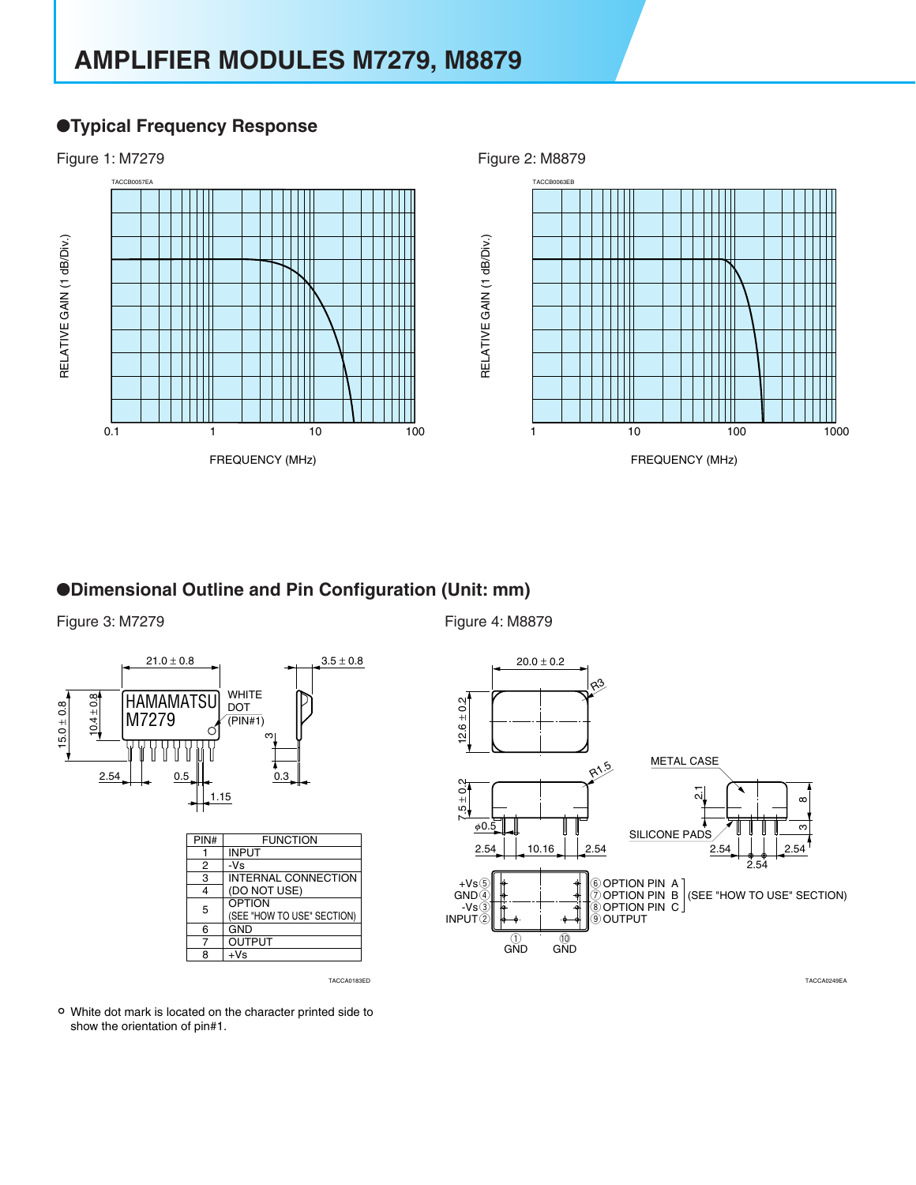# AMPLIFIER MODULES M7279, M8879

## ●Typical Frequency Response

Figure 1: M7279

Figure 2: M8879

## ●Dimensional Outline and Pin Configuration (Unit: mm)

Figure 3: M7279

| PIN# | FUNCTION |
|---|---|
| 1 | INPUT |
| 2 | -Vs |
| 3 | INTERNAL CONNECTION |
| 4 | (DO NOT USE) |
| 5 | OPTION (SEE "HOW TO USE" SECTION) |
| 6 | GND |
| 7 | OUTPUT |
| 8 | +Vs |

Figure 4: M8879

- White dot mark is located on the character printed side to show the orientation of pin#1.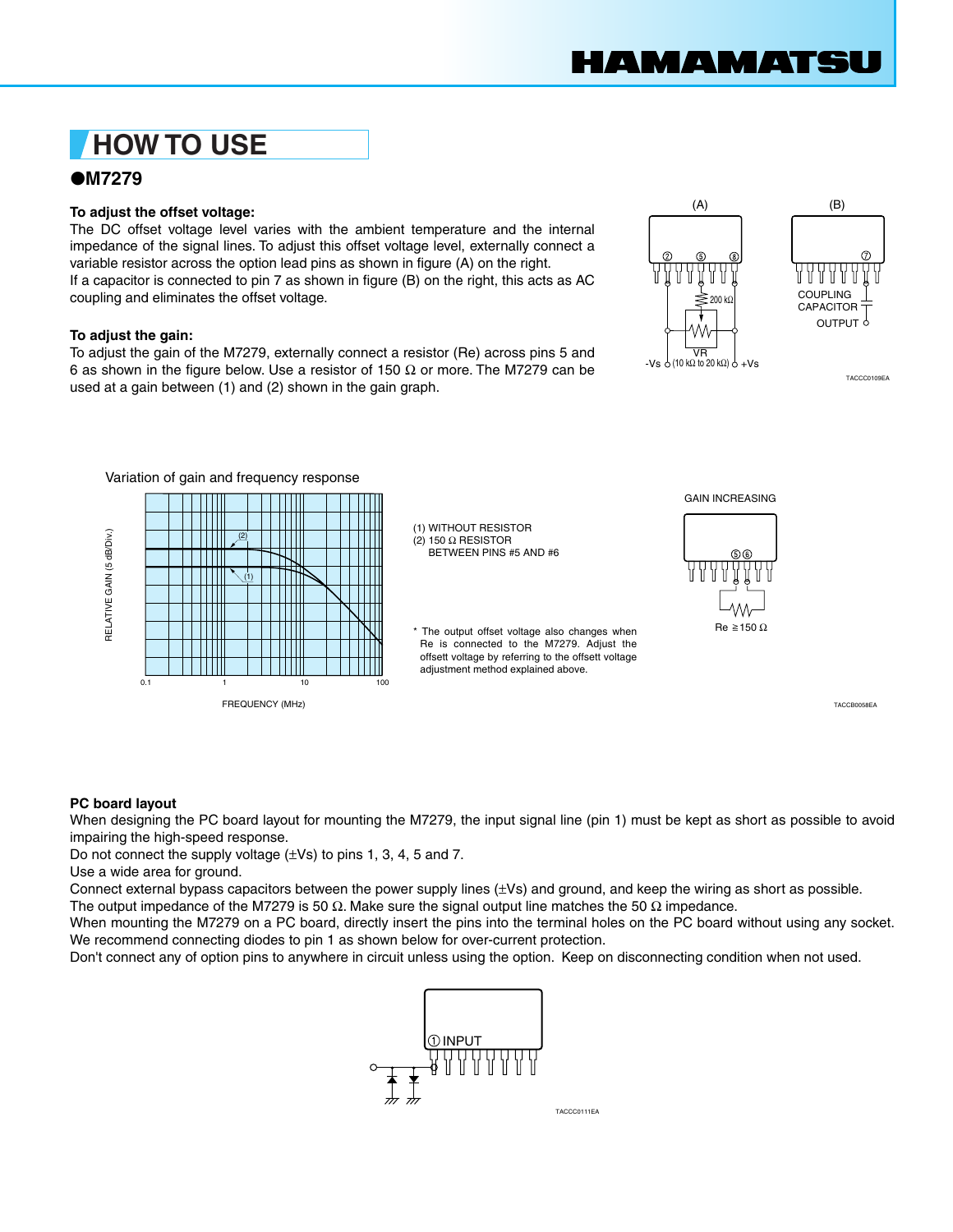# HOW TO USE

## ●M7279

**To adjust the offset voltage:**

The DC offset voltage level varies with the ambient temperature and the internal impedance of the signal lines. To adjust this offset voltage level, externally connect a variable resistor across the option lead pins as shown in figure (A) on the right.

If a capacitor is connected to pin 7 as shown in figure (B) on the right, this acts as AC coupling and eliminates the offset voltage.

(A) -Vs, VR (10 kΩ to 20 kΩ), 200 kΩ, +Vs

(B) COUPLING CAPACITOR, OUTPUT

TACCC0109EA

**To adjust the gain:**

To adjust the gain of the M7279, externally connect a resistor (Re) across pins 5 and 6 as shown in the figure below. Use a resistor of 150 Ω or more. The M7279 can be used at a gain between (1) and (2) shown in the gain graph.

Variation of gain and frequency response

RELATIVE GAIN (5 dB/Div.) — FREQUENCY (MHz): 0.1, 1, 10, 100

(1) WITHOUT RESISTOR
(2) 150 Ω RESISTOR BETWEEN PINS #5 AND #6

* The output offset voltage also changes when Re is connected to the M7279. Adjust the offset voltage by referring to the offset voltage adjustment method explained above.

GAIN INCREASING — Re ≥150 Ω

TACCB0058EA

**PC board layout**

When designing the PC board layout for mounting the M7279, the input signal line (pin 1) must be kept as short as possible to avoid impairing the high-speed response.

Do not connect the supply voltage (±Vs) to pins 1, 3, 4, 5 and 7.

Use a wide area for ground.

Connect external bypass capacitors between the power supply lines (±Vs) and ground, and keep the wiring as short as possible.

The output impedance of the M7279 is 50 Ω. Make sure the signal output line matches the 50 Ω impedance.

When mounting the M7279 on a PC board, directly insert the pins into the terminal holes on the PC board without using any socket.

We recommend connecting diodes to pin 1 as shown below for over-current protection.

Don't connect any of option pins to anywhere in circuit unless using the option. Keep on disconnecting condition when not used.

① INPUT

TACCC0111EA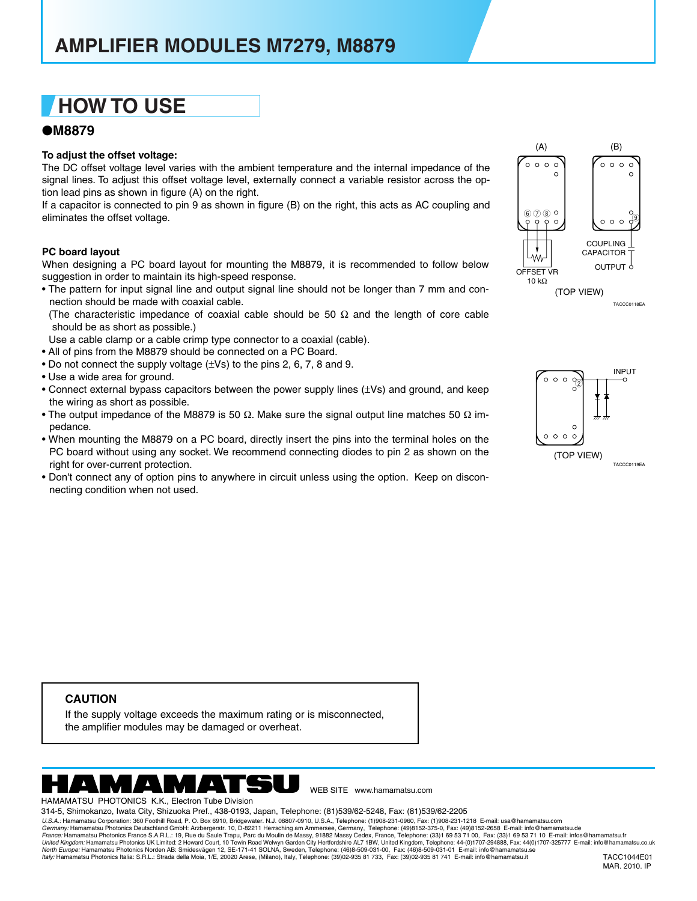# AMPLIFIER MODULES M7279, M8879

## HOW TO USE

### ●M8879

**To adjust the offset voltage:**

The DC offset voltage level varies with the ambient temperature and the internal impedance of the signal lines. To adjust this offset voltage level, externally connect a variable resistor across the option lead pins as shown in figure (A) on the right.

If a capacitor is connected to pin 9 as shown in figure (B) on the right, this acts as AC coupling and eliminates the offset voltage.

(A)

(B)

⑥ ⑦ ⑧

9

COUPLING CAPACITOR

OUTPUT

OFFSET VR 10 kΩ

(TOP VIEW)

TACCC0118EA

**PC board layout**

When designing a PC board layout for mounting the M8879, it is recommended to follow below suggestion in order to maintain its high-speed response.

- The pattern for input signal line and output signal line should not be longer than 7 mm and connection should be made with coaxial cable.
  (The characteristic impedance of coaxial cable should be 50 Ω and the length of core cable should be as short as possible.)
  Use a cable clamp or a cable crimp type connector to a coaxial (cable).
- All of pins from the M8879 should be connected on a PC Board.
- Do not connect the supply voltage (±Vs) to the pins 2, 6, 7, 8 and 9.
- Use a wide area for ground.
- Connect external bypass capacitors between the power supply lines (±Vs) and ground, and keep the wiring as short as possible.
- The output impedance of the M8879 is 50 Ω. Make sure the signal output line matches 50 Ω impedance.
- When mounting the M8879 on a PC board, directly insert the pins into the terminal holes on the PC board without using any socket. We recommend connecting diodes to pin 2 as shown on the right for over-current protection.
- Don't connect any of option pins to anywhere in circuit unless using the option. Keep on disconnecting condition when not used.

INPUT

2

(TOP VIEW)

TACCC0119EA

**CAUTION**

If the supply voltage exceeds the maximum rating or is misconnected, the amplifier modules may be damaged or overheat.

HAMAMATSU

WEB SITE www.hamamatsu.com

HAMAMATSU PHOTONICS K.K., Electron Tube Division

314-5, Shimokanzo, Iwata City, Shizuoka Pref., 438-0193, Japan, Telephone: (81)539/62-5248, Fax: (81)539/62-2205

*U.S.A.:* Hamamatsu Corporation: 360 Foothill Road, P. O. Box 6910, Bridgewater. N.J. 08807-0910, U.S.A., Telephone: (1)908-231-0960, Fax: (1)908-231-1218 E-mail: usa@hamamatsu.com
*Germany:* Hamamatsu Photonics Deutschland GmbH: Arzbergerstr. 10, D-82211 Herrsching am Ammersee, Germany, Telephone: (49)8152-375-0, Fax: (49)8152-2658 E-mail: info@hamamatsu.de
*France:* Hamamatsu Photonics France S.A.R.L.: 19, Rue du Saule Trapu, Parc du Moulin de Massy, 91882 Massy Cedex, France, Telephone: (33)1 69 53 71 00, Fax: (33)1 69 53 71 10 E-mail: infos@hamamatsu.fr
*United Kingdom:* Hamamatsu Photonics UK Limited: 2 Howard Court, 10 Tewin Road Welwyn Garden City Hertfordshire AL7 1BW, United Kingdom, Telephone: 44-(0)1707-294888, Fax: 44(0)1707-325777 E-mail: info@hamamatsu.co.uk
*North Europe:* Hamamatsu Photonics Norden AB: Smidesvägen 12, SE-171-41 SOLNA, Sweden, Telephone: (46)8-509-031-00, Fax: (46)8-509-031-01 E-mail: info@hamamatsu.se
*Italy:* Hamamatsu Photonics Italia: S.R.L.: Strada della Moia, 1/E, 20020 Arese, (Milano), Italy, Telephone: (39)02-935 81 733, Fax: (39)02-935 81 741 E-mail: info@hamamatsu.it

TACC1044E01
MAR. 2010. IP